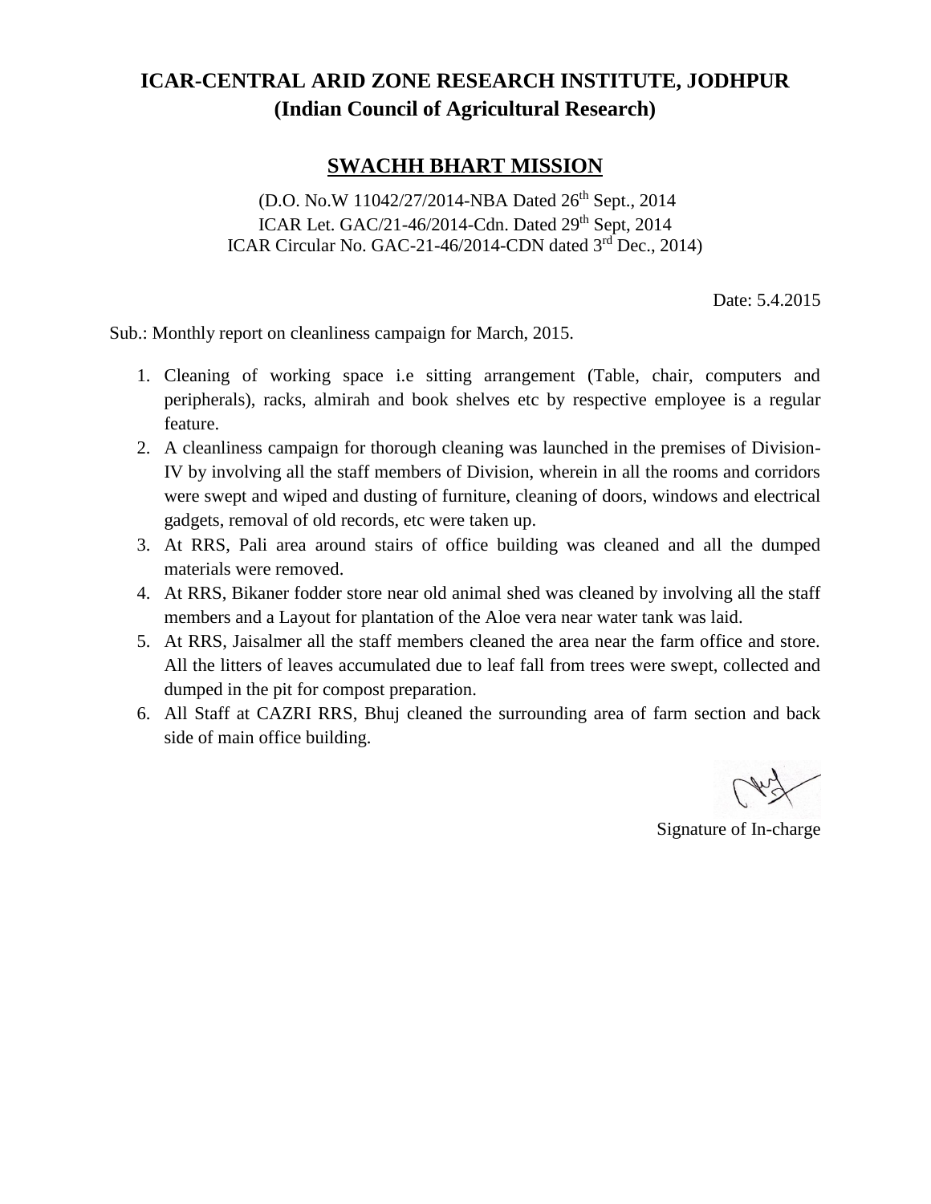# ICAR-CENTRAL ARID ZONE RESEARCH INSTITUTE, JODHPUR
## (Indian Council of Agricultural Research)

## SWACHH BHART MISSION

(D.O. No.W 11042/27/2014-NBA Dated 26th Sept., 2014
ICAR Let. GAC/21-46/2014-Cdn. Dated 29th Sept, 2014
ICAR Circular No. GAC-21-46/2014-CDN dated 3rd Dec., 2014)

Date: 5.4.2015

Sub.: Monthly report on cleanliness campaign for March, 2015.

1. Cleaning of working space i.e sitting arrangement (Table, chair, computers and peripherals), racks, almirah and book shelves etc by respective employee is a regular feature.
2. A cleanliness campaign for thorough cleaning was launched in the premises of Division-IV by involving all the staff members of Division, wherein in all the rooms and corridors were swept and wiped and dusting of furniture, cleaning of doors, windows and electrical gadgets, removal of old records, etc were taken up.
3. At RRS, Pali area around stairs of office building was cleaned and all the dumped materials were removed.
4. At RRS, Bikaner fodder store near old animal shed was cleaned by involving all the staff members and a Layout for plantation of the Aloe vera near water tank was laid.
5. At RRS, Jaisalmer all the staff members cleaned the area near the farm office and store. All the litters of leaves accumulated due to leaf fall from trees were swept, collected and dumped in the pit for compost preparation.
6. All Staff at CAZRI RRS, Bhuj cleaned the surrounding area of farm section and back side of main office building.

Signature of In-charge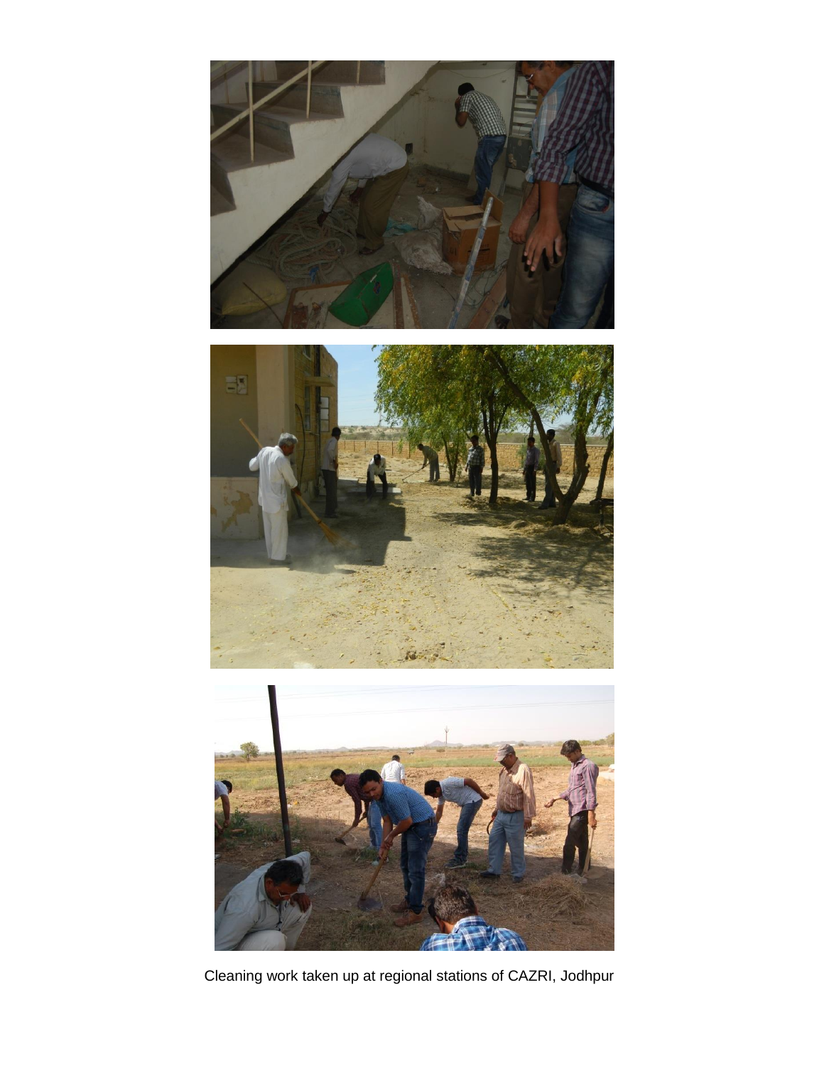Cleaning work taken up at regional stations of CAZRI, Jodhpur